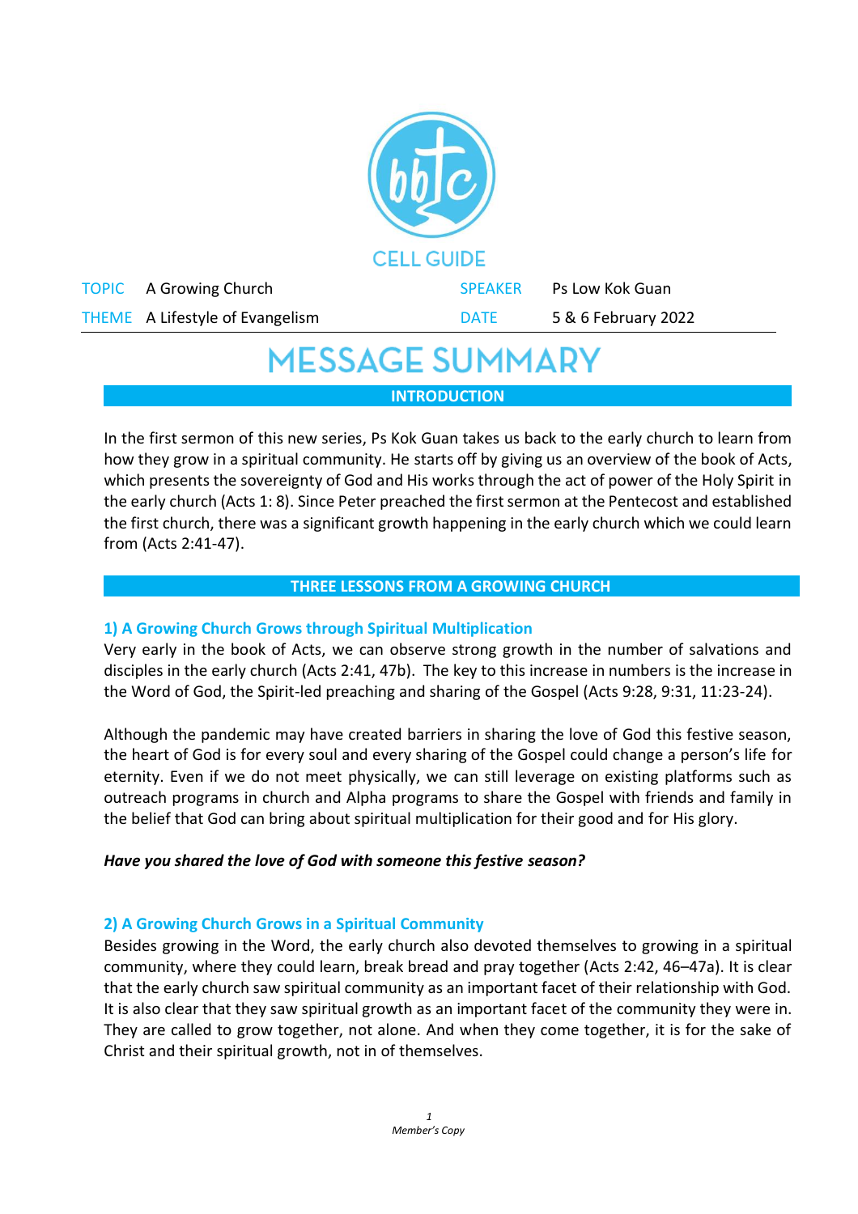CELL GUIDE

| TOPIC | A Growing Church | SPEAKER | Ps Low Kok Guan |
| --- | --- | --- | --- |
| THEME | A Lifestyle of Evangelism | DATE | 5 & 6 February 2022 |

# MESSAGE SUMMARY

## INTRODUCTION

In the first sermon of this new series, Ps Kok Guan takes us back to the early church to learn from how they grow in a spiritual community. He starts off by giving us an overview of the book of Acts, which presents the sovereignty of God and His works through the act of power of the Holy Spirit in the early church (Acts 1: 8). Since Peter preached the first sermon at the Pentecost and established the first church, there was a significant growth happening in the early church which we could learn from (Acts 2:41-47).

## THREE LESSONS FROM A GROWING CHURCH

### 1) A Growing Church Grows through Spiritual Multiplication

Very early in the book of Acts, we can observe strong growth in the number of salvations and disciples in the early church (Acts 2:41, 47b). The key to this increase in numbers is the increase in the Word of God, the Spirit-led preaching and sharing of the Gospel (Acts 9:28, 9:31, 11:23-24).

Although the pandemic may have created barriers in sharing the love of God this festive season, the heart of God is for every soul and every sharing of the Gospel could change a person's life for eternity. Even if we do not meet physically, we can still leverage on existing platforms such as outreach programs in church and Alpha programs to share the Gospel with friends and family in the belief that God can bring about spiritual multiplication for their good and for His glory.

***Have you shared the love of God with someone this festive season?***

### 2) A Growing Church Grows in a Spiritual Community

Besides growing in the Word, the early church also devoted themselves to growing in a spiritual community, where they could learn, break bread and pray together (Acts 2:42, 46–47a). It is clear that the early church saw spiritual community as an important facet of their relationship with God. It is also clear that they saw spiritual growth as an important facet of the community they were in. They are called to grow together, not alone. And when they come together, it is for the sake of Christ and their spiritual growth, not in of themselves.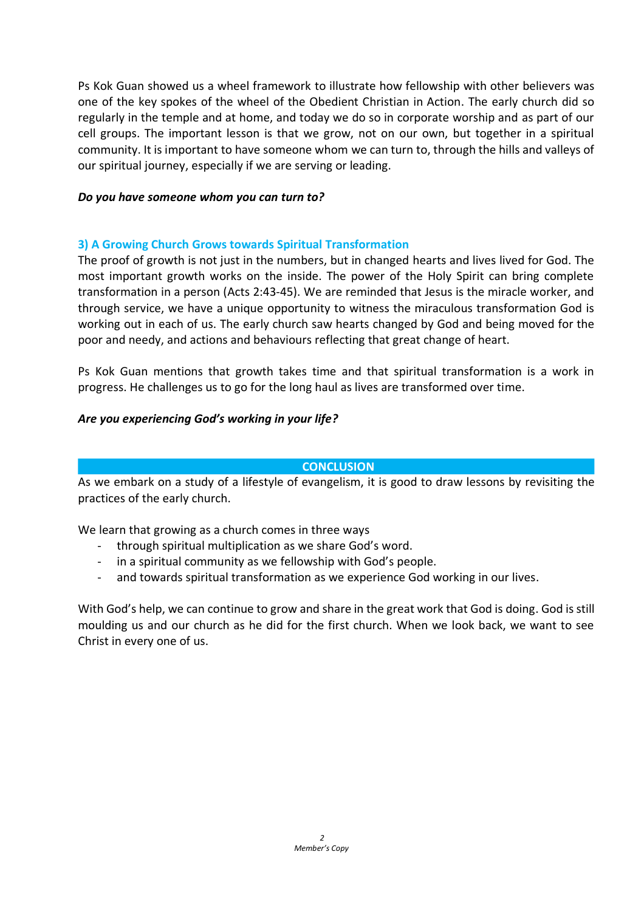Ps Kok Guan showed us a wheel framework to illustrate how fellowship with other believers was one of the key spokes of the wheel of the Obedient Christian in Action. The early church did so regularly in the temple and at home, and today we do so in corporate worship and as part of our cell groups. The important lesson is that we grow, not on our own, but together in a spiritual community. It is important to have someone whom we can turn to, through the hills and valleys of our spiritual journey, especially if we are serving or leading.

***Do you have someone whom you can turn to?***

### 3) A Growing Church Grows towards Spiritual Transformation

The proof of growth is not just in the numbers, but in changed hearts and lives lived for God. The most important growth works on the inside. The power of the Holy Spirit can bring complete transformation in a person (Acts 2:43-45). We are reminded that Jesus is the miracle worker, and through service, we have a unique opportunity to witness the miraculous transformation God is working out in each of us. The early church saw hearts changed by God and being moved for the poor and needy, and actions and behaviours reflecting that great change of heart.

Ps Kok Guan mentions that growth takes time and that spiritual transformation is a work in progress. He challenges us to go for the long haul as lives are transformed over time.

***Are you experiencing God's working in your life?***

## CONCLUSION

As we embark on a study of a lifestyle of evangelism, it is good to draw lessons by revisiting the practices of the early church.

We learn that growing as a church comes in three ways

- through spiritual multiplication as we share God's word.
- in a spiritual community as we fellowship with God's people.
- and towards spiritual transformation as we experience God working in our lives.

With God's help, we can continue to grow and share in the great work that God is doing. God is still moulding us and our church as he did for the first church. When we look back, we want to see Christ in every one of us.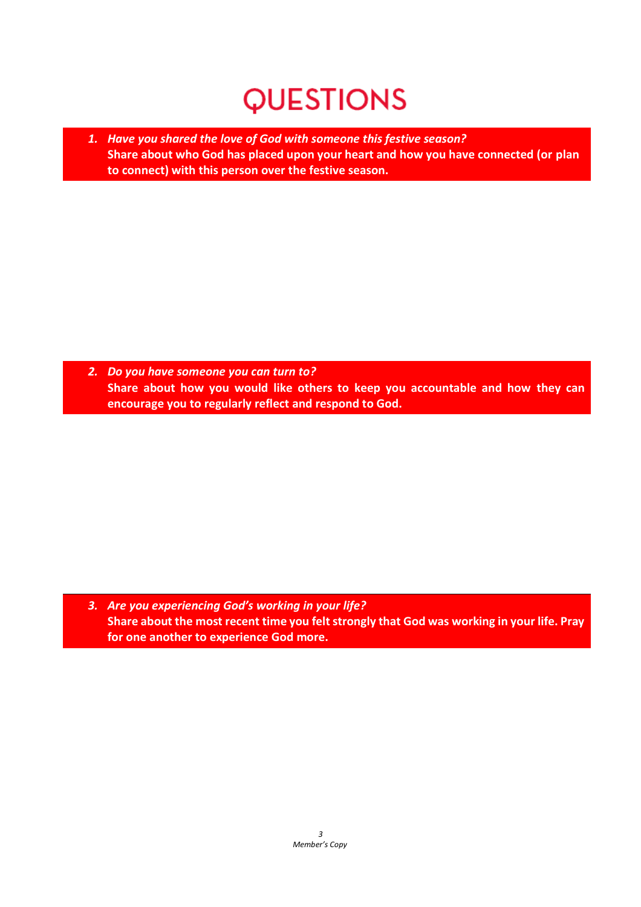# QUESTIONS

1. ***Have you shared the love of God with someone this festive season?***
   **Share about who God has placed upon your heart and how you have connected (or plan to connect) with this person over the festive season.**

2. ***Do you have someone you can turn to?***
   **Share about how you would like others to keep you accountable and how they can encourage you to regularly reflect and respond to God.**

3. ***Are you experiencing God's working in your life?***
   **Share about the most recent time you felt strongly that God was working in your life. Pray for one another to experience God more.**

*Member's Copy*